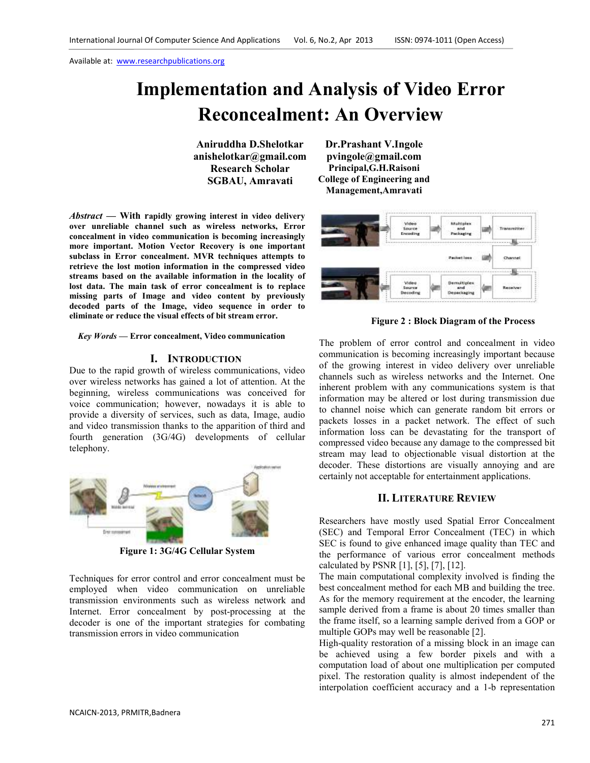# Implementation and Analysis of Video Error Reconcealment: An Overview

**Aniruddha D.Shelotkar**
anishelotkar@gmail.com
Research Scholar
SGBAU, Amravati

**Dr.Prashant V.Ingole**
pvingole@gmail.com
Principal,G.H.Raisoni
College of Engineering and
Management,Amravati

***Abstract*** **— With rapidly growing interest in video delivery over unreliable channel such as wireless networks, Error concealment in video communication is becoming increasingly more important. Motion Vector Recovery is one important subclass in Error concealment. MVR techniques attempts to retrieve the lost motion information in the compressed video streams based on the available information in the locality of lost data. The main task of error concealment is to replace missing parts of Image and video content by previously decoded parts of the Image, video sequence in order to eliminate or reduce the visual effects of bit stream error.**

***Key Words*** **— Error concealment, Video communication**

## I. Introduction

Due to the rapid growth of wireless communications, video over wireless networks has gained a lot of attention. At the beginning, wireless communications was conceived for voice communication; however, nowadays it is able to provide a diversity of services, such as data, Image, audio and video transmission thanks to the apparition of third and fourth generation (3G/4G) developments of cellular telephony.

**Figure 1: 3G/4G Cellular System**

Techniques for error control and error concealment must be employed when video communication on unreliable transmission environments such as wireless network and Internet. Error concealment by post-processing at the decoder is one of the important strategies for combating transmission errors in video communication

**Figure 2 : Block Diagram of the Process**

The problem of error control and concealment in video communication is becoming increasingly important because of the growing interest in video delivery over unreliable channels such as wireless networks and the Internet. One inherent problem with any communications system is that information may be altered or lost during transmission due to channel noise which can generate random bit errors or packets losses in a packet network. The effect of such information loss can be devastating for the transport of compressed video because any damage to the compressed bit stream may lead to objectionable visual distortion at the decoder. These distortions are visually annoying and are certainly not acceptable for entertainment applications.

## II. Literature Review

Researchers have mostly used Spatial Error Concealment (SEC) and Temporal Error Concealment (TEC) in which SEC is found to give enhanced image quality than TEC and the performance of various error concealment methods calculated by PSNR [1], [5], [7], [12].

The main computational complexity involved is finding the best concealment method for each MB and building the tree. As for the memory requirement at the encoder, the learning sample derived from a frame is about 20 times smaller than the frame itself, so a learning sample derived from a GOP or multiple GOPs may well be reasonable [2].

High-quality restoration of a missing block in an image can be achieved using a few border pixels and with a computation load of about one multiplication per computed pixel. The restoration quality is almost independent of the interpolation coefficient accuracy and a 1-b representation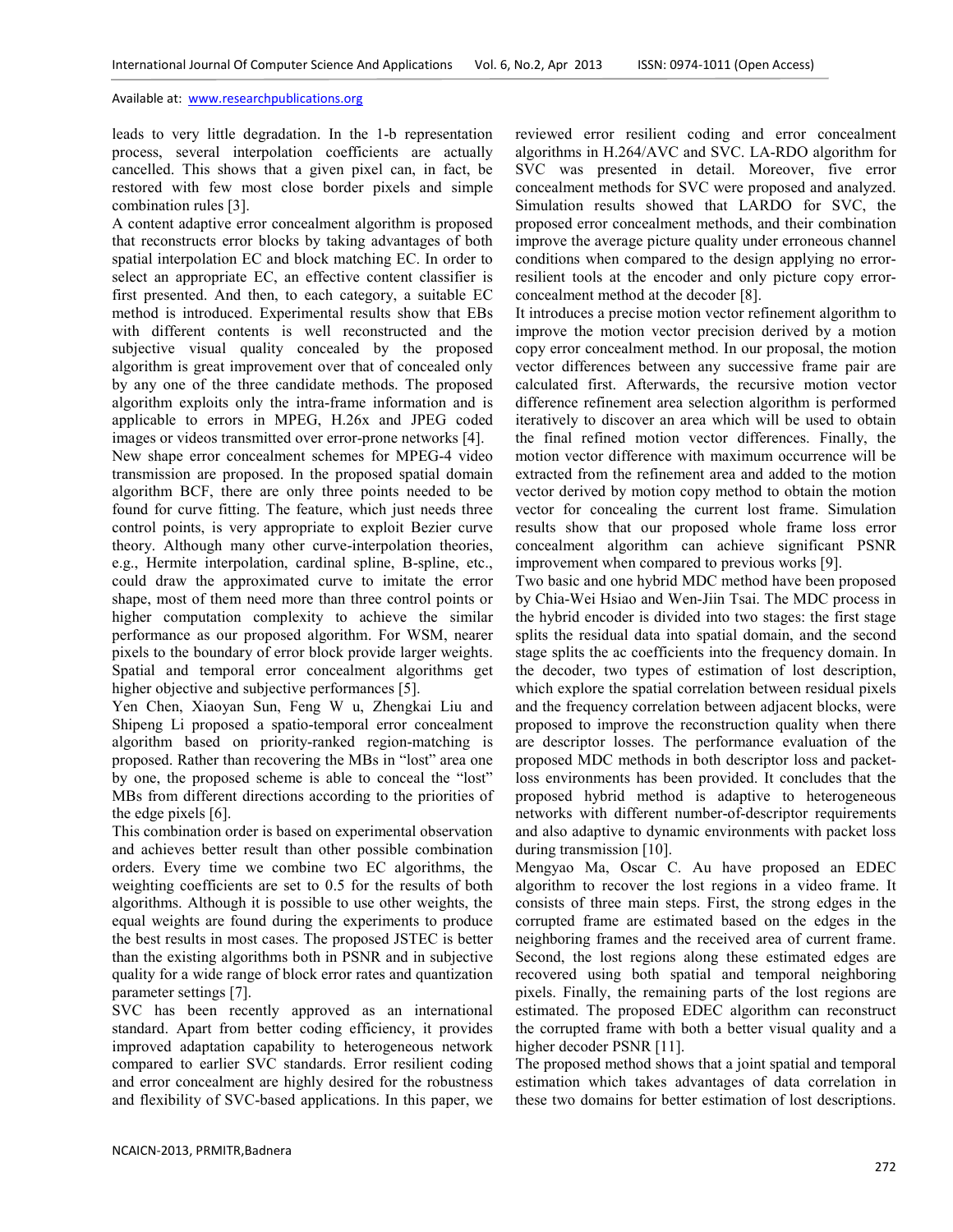leads to very little degradation. In the 1-b representation process, several interpolation coefficients are actually cancelled. This shows that a given pixel can, in fact, be restored with few most close border pixels and simple combination rules [3].

A content adaptive error concealment algorithm is proposed that reconstructs error blocks by taking advantages of both spatial interpolation EC and block matching EC. In order to select an appropriate EC, an effective content classifier is first presented. And then, to each category, a suitable EC method is introduced. Experimental results show that EBs with different contents is well reconstructed and the subjective visual quality concealed by the proposed algorithm is great improvement over that of concealed only by any one of the three candidate methods. The proposed algorithm exploits only the intra-frame information and is applicable to errors in MPEG, H.26x and JPEG coded images or videos transmitted over error-prone networks [4].

New shape error concealment schemes for MPEG-4 video transmission are proposed. In the proposed spatial domain algorithm BCF, there are only three points needed to be found for curve fitting. The feature, which just needs three control points, is very appropriate to exploit Bezier curve theory. Although many other curve-interpolation theories, e.g., Hermite interpolation, cardinal spline, B-spline, etc., could draw the approximated curve to imitate the error shape, most of them need more than three control points or higher computation complexity to achieve the similar performance as our proposed algorithm. For WSM, nearer pixels to the boundary of error block provide larger weights. Spatial and temporal error concealment algorithms get higher objective and subjective performances [5].

Yen Chen, Xiaoyan Sun, Feng W u, Zhengkai Liu and Shipeng Li proposed a spatio-temporal error concealment algorithm based on priority-ranked region-matching is proposed. Rather than recovering the MBs in "lost" area one by one, the proposed scheme is able to conceal the "lost" MBs from different directions according to the priorities of the edge pixels [6].

This combination order is based on experimental observation and achieves better result than other possible combination orders. Every time we combine two EC algorithms, the weighting coefficients are set to 0.5 for the results of both algorithms. Although it is possible to use other weights, the equal weights are found during the experiments to produce the best results in most cases. The proposed JSTEC is better than the existing algorithms both in PSNR and in subjective quality for a wide range of block error rates and quantization parameter settings [7].

SVC has been recently approved as an international standard. Apart from better coding efficiency, it provides improved adaptation capability to heterogeneous network compared to earlier SVC standards. Error resilient coding and error concealment are highly desired for the robustness and flexibility of SVC-based applications. In this paper, we reviewed error resilient coding and error concealment algorithms in H.264/AVC and SVC. LA-RDO algorithm for SVC was presented in detail. Moreover, five error concealment methods for SVC were proposed and analyzed. Simulation results showed that LARDO for SVC, the proposed error concealment methods, and their combination improve the average picture quality under erroneous channel conditions when compared to the design applying no error-resilient tools at the encoder and only picture copy error-concealment method at the decoder [8].

It introduces a precise motion vector refinement algorithm to improve the motion vector precision derived by a motion copy error concealment method. In our proposal, the motion vector differences between any successive frame pair are calculated first. Afterwards, the recursive motion vector difference refinement area selection algorithm is performed iteratively to discover an area which will be used to obtain the final refined motion vector differences. Finally, the motion vector difference with maximum occurrence will be extracted from the refinement area and added to the motion vector derived by motion copy method to obtain the motion vector for concealing the current lost frame. Simulation results show that our proposed whole frame loss error concealment algorithm can achieve significant PSNR improvement when compared to previous works [9].

Two basic and one hybrid MDC method have been proposed by Chia-Wei Hsiao and Wen-Jiin Tsai. The MDC process in the hybrid encoder is divided into two stages: the first stage splits the residual data into spatial domain, and the second stage splits the ac coefficients into the frequency domain. In the decoder, two types of estimation of lost description, which explore the spatial correlation between residual pixels and the frequency correlation between adjacent blocks, were proposed to improve the reconstruction quality when there are descriptor losses. The performance evaluation of the proposed MDC methods in both descriptor loss and packet-loss environments has been provided. It concludes that the proposed hybrid method is adaptive to heterogeneous networks with different number-of-descriptor requirements and also adaptive to dynamic environments with packet loss during transmission [10].

Mengyao Ma, Oscar C. Au have proposed an EDEC algorithm to recover the lost regions in a video frame. It consists of three main steps. First, the strong edges in the corrupted frame are estimated based on the edges in the neighboring frames and the received area of current frame. Second, the lost regions along these estimated edges are recovered using both spatial and temporal neighboring pixels. Finally, the remaining parts of the lost regions are estimated. The proposed EDEC algorithm can reconstruct the corrupted frame with both a better visual quality and a higher decoder PSNR [11].

The proposed method shows that a joint spatial and temporal estimation which takes advantages of data correlation in these two domains for better estimation of lost descriptions.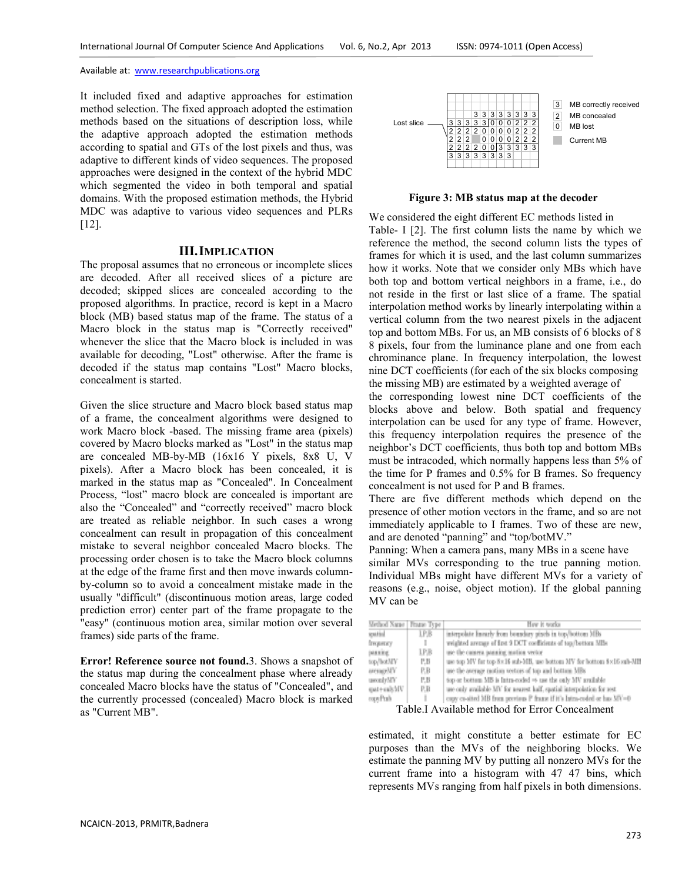It included fixed and adaptive approaches for estimation method selection. The fixed approach adopted the estimation methods based on the situations of description loss, while the adaptive approach adopted the estimation methods according to spatial and GTs of the lost pixels and thus, was adaptive to different kinds of video sequences. The proposed approaches were designed in the context of the hybrid MDC which segmented the video in both temporal and spatial domains. With the proposed estimation methods, the Hybrid MDC was adaptive to various video sequences and PLRs [12].

## III. Implication

The proposal assumes that no erroneous or incomplete slices are decoded. After all received slices of a picture are decoded; skipped slices are concealed according to the proposed algorithms. In practice, record is kept in a Macro block (MB) based status map of the frame. The status of a Macro block in the status map is "Correctly received" whenever the slice that the Macro block is included in was available for decoding, "Lost" otherwise. After the frame is decoded if the status map contains "Lost" Macro blocks, concealment is started.

Given the slice structure and Macro block based status map of a frame, the concealment algorithms were designed to work Macro block -based. The missing frame area (pixels) covered by Macro blocks marked as "Lost" in the status map are concealed MB-by-MB (16x16 Y pixels, 8x8 U, V pixels). After a Macro block has been concealed, it is marked in the status map as "Concealed". In Concealment Process, "lost" macro block are concealed is important are also the "Concealed" and "correctly received" macro block are treated as reliable neighbor. In such cases a wrong concealment can result in propagation of this concealment mistake to several neighbor concealed Macro blocks. The processing order chosen is to take the Macro block columns at the edge of the frame first and then move inwards column-by-column so to avoid a concealment mistake made in the usually "difficult" (discontinuous motion areas, large coded prediction error) center part of the frame propagate to the "easy" (continuous motion area, similar motion over several frames) side parts of the frame.

**Error! Reference source not found.**3. Shows a snapshot of the status map during the concealment phase where already concealed Macro blocks have the status of "Concealed", and the currently processed (concealed) Macro block is marked as "Current MB".

Lost slice

3 MB correctly received
2 MB concealed
0 MB lost
Current MB

**Figure 3: MB status map at the decoder**

We considered the eight different EC methods listed in Table- I [2]. The first column lists the name by which we reference the method, the second column lists the types of frames for which it is used, and the last column summarizes how it works. Note that we consider only MBs which have both top and bottom vertical neighbors in a frame, i.e., do not reside in the first or last slice of a frame. The spatial interpolation method works by linearly interpolating within a vertical column from the two nearest pixels in the adjacent top and bottom MBs. For us, an MB consists of 6 blocks of 8 8 pixels, four from the luminance plane and one from each chrominance plane. In frequency interpolation, the lowest nine DCT coefficients (for each of the six blocks composing the missing MB) are estimated by a weighted average of the corresponding lowest nine DCT coefficients of the blocks above and below. Both spatial and frequency interpolation can be used for any type of frame. However, this frequency interpolation requires the presence of the neighbor's DCT coefficients, thus both top and bottom MBs must be intracoded, which normally happens less than 5% of the time for P frames and 0.5% for B frames. So frequency concealment is not used for P and B frames.

There are five different methods which depend on the presence of other motion vectors in the frame, and so are not immediately applicable to I frames. Two of these are new, and are denoted "panning" and "top/botMV."

Panning: When a camera pans, many MBs in a scene have similar MVs corresponding to the true panning motion. Individual MBs might have different MVs for a variety of reasons (e.g., noise, object motion). If the global panning MV can be

| Method Name | Frame Type | How it works |
|---|---|---|
| spatial | I,P,B | interpolate linearly from boundary pixels in top/bottom MBs |
| frequency | I | weighted average of first 9 DCT coefficients of top/bottom MBs |
| panning | I,P,B | use the camera panning motion vector |
| top/botMV | P,B | use top MV for top 8x16 sub-MB, use bottom MV for bottom 8x16 sub-MB |
| averageMV | P,B | use the average motion vectors of top and bottom MBs |
| useonlyMV | P,B | top or bottom MB is Intra-coded ⇒ use the only MV available |
| spat+onlyMV | P,B | use only available MV for nearest half, spatial interpolation for rest |
| copyPrvb | I | copy co-sited MB from previous P frame if it's Intra-coded or has MV=0 |

Table.I Available method for Error Concealment

estimated, it might constitute a better estimate for EC purposes than the MVs of the neighboring blocks. We estimate the panning MV by putting all nonzero MVs for the current frame into a histogram with 47 47 bins, which represents MVs ranging from half pixels in both dimensions.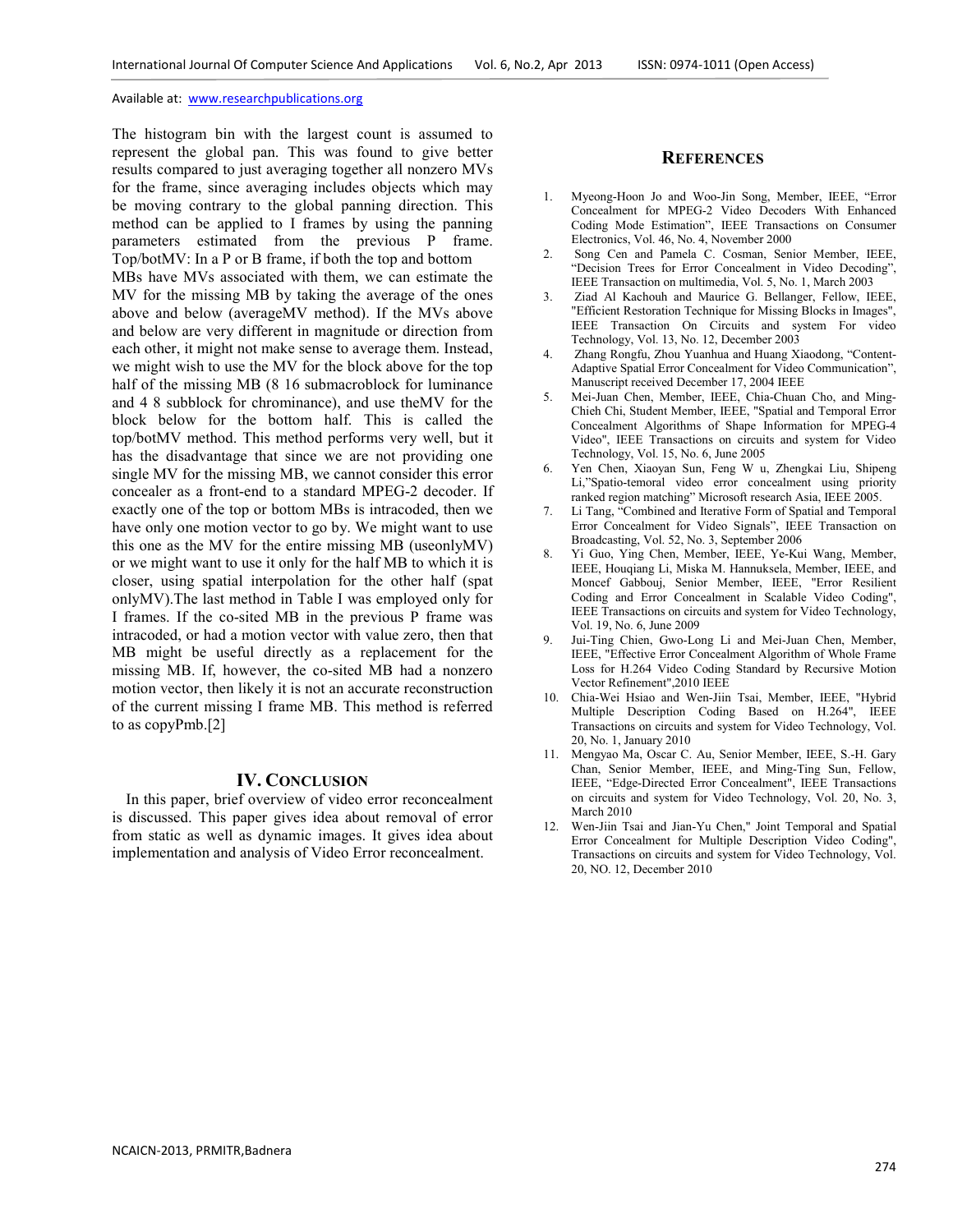The histogram bin with the largest count is assumed to represent the global pan. This was found to give better results compared to just averaging together all nonzero MVs for the frame, since averaging includes objects which may be moving contrary to the global panning direction. This method can be applied to I frames by using the panning parameters estimated from the previous P frame. Top/botMV: In a P or B frame, if both the top and bottom MBs have MVs associated with them, we can estimate the MV for the missing MB by taking the average of the ones above and below (averageMV method). If the MVs above and below are very different in magnitude or direction from each other, it might not make sense to average them. Instead, we might wish to use the MV for the block above for the top half of the missing MB (8 16 submacroblock for luminance and 4 8 subblock for chrominance), and use theMV for the block below for the bottom half. This is called the top/botMV method. This method performs very well, but it has the disadvantage that since we are not providing one single MV for the missing MB, we cannot consider this error concealer as a front-end to a standard MPEG-2 decoder. If exactly one of the top or bottom MBs is intracoded, then we have only one motion vector to go by. We might want to use this one as the MV for the entire missing MB (useonlyMV) or we might want to use it only for the half MB to which it is closer, using spatial interpolation for the other half (spat onlyMV).The last method in Table I was employed only for I frames. If the co-sited MB in the previous P frame was intracoded, or had a motion vector with value zero, then that MB might be useful directly as a replacement for the missing MB. If, however, the co-sited MB had a nonzero motion vector, then likely it is not an accurate reconstruction of the current missing I frame MB. This method is referred to as copyPmb.[2]

## IV. Conclusion

In this paper, brief overview of video error reconcealment is discussed. This paper gives idea about removal of error from static as well as dynamic images. It gives idea about implementation and analysis of Video Error reconcealment.

## References

1. Myeong-Hoon Jo and Woo-Jin Song, Member, IEEE, "Error Concealment for MPEG-2 Video Decoders With Enhanced Coding Mode Estimation", IEEE Transactions on Consumer Electronics, Vol. 46, No. 4, November 2000
2. Song Cen and Pamela C. Cosman, Senior Member, IEEE, "Decision Trees for Error Concealment in Video Decoding", IEEE Transaction on multimedia, Vol. 5, No. 1, March 2003
3. Ziad Al Kachouh and Maurice G. Bellanger, Fellow, IEEE, "Efficient Restoration Technique for Missing Blocks in Images", IEEE Transaction On Circuits and system For video Technology, Vol. 13, No. 12, December 2003
4. Zhang Rongfu, Zhou Yuanhua and Huang Xiaodong, "Content-Adaptive Spatial Error Concealment for Video Communication", Manuscript received December 17, 2004 IEEE
5. Mei-Juan Chen, Member, IEEE, Chia-Chuan Cho, and Ming-Chieh Chi, Student Member, IEEE, "Spatial and Temporal Error Concealment Algorithms of Shape Information for MPEG-4 Video", IEEE Transactions on circuits and system for Video Technology, Vol. 15, No. 6, June 2005
6. Yen Chen, Xiaoyan Sun, Feng W u, Zhengkai Liu, Shipeng Li,"Spatio-temoral video error concealment using priority ranked region matching" Microsoft research Asia, IEEE 2005.
7. Li Tang, "Combined and Iterative Form of Spatial and Temporal Error Concealment for Video Signals", IEEE Transaction on Broadcasting, Vol. 52, No. 3, September 2006
8. Yi Guo, Ying Chen, Member, IEEE, Ye-Kui Wang, Member, IEEE, Houqiang Li, Miska M. Hannuksela, Member, IEEE, and Moncef Gabbouj, Senior Member, IEEE, "Error Resilient Coding and Error Concealment in Scalable Video Coding", IEEE Transactions on circuits and system for Video Technology, Vol. 19, No. 6, June 2009
9. Jui-Ting Chien, Gwo-Long Li and Mei-Juan Chen, Member, IEEE, "Effective Error Concealment Algorithm of Whole Frame Loss for H.264 Video Coding Standard by Recursive Motion Vector Refinement",2010 IEEE
10. Chia-Wei Hsiao and Wen-Jiin Tsai, Member, IEEE, "Hybrid Multiple Description Coding Based on H.264", IEEE Transactions on circuits and system for Video Technology, Vol. 20, No. 1, January 2010
11. Mengyao Ma, Oscar C. Au, Senior Member, IEEE, S.-H. Gary Chan, Senior Member, IEEE, and Ming-Ting Sun, Fellow, IEEE, "Edge-Directed Error Concealment", IEEE Transactions on circuits and system for Video Technology, Vol. 20, No. 3, March 2010
12. Wen-Jiin Tsai and Jian-Yu Chen," Joint Temporal and Spatial Error Concealment for Multiple Description Video Coding", Transactions on circuits and system for Video Technology, Vol. 20, NO. 12, December 2010